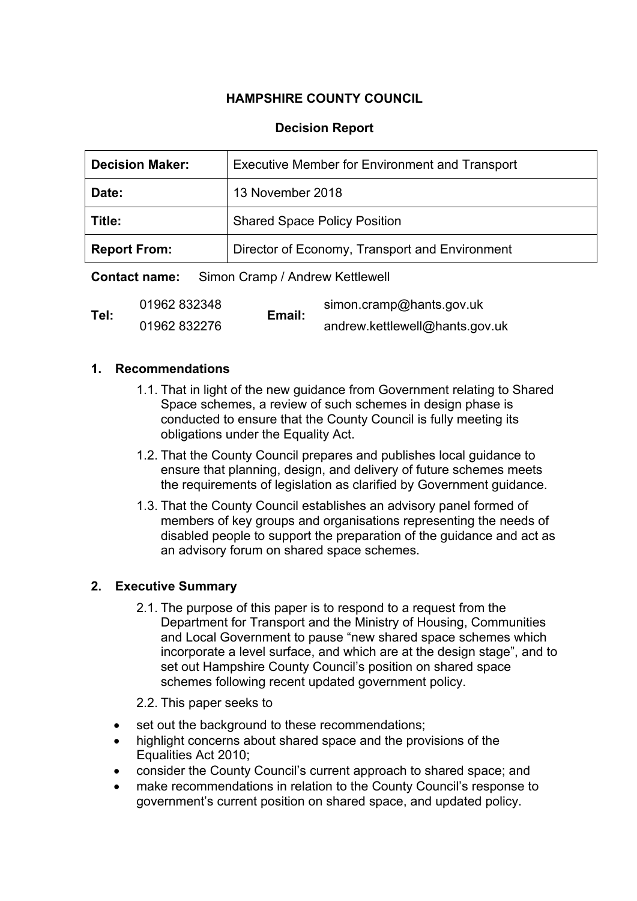**HAMPSHIRE COUNTY COUNCIL**

**Decision Report**

| **Decision Maker:** | Executive Member for Environment and Transport |
|---|---|
| **Date:** | 13 November 2018 |
| **Title:** | Shared Space Policy Position |
| **Report From:** | Director of Economy, Transport and Environment |

**Contact name:** Simon Cramp / Andrew Kettlewell

| | | | |
|---|---|---|---|
| **Tel:** | 01962 832348<br>01962 832276 | **Email:** | simon.cramp@hants.gov.uk<br>andrew.kettlewell@hants.gov.uk |

## 1. Recommendations

1.1. That in light of the new guidance from Government relating to Shared Space schemes, a review of such schemes in design phase is conducted to ensure that the County Council is fully meeting its obligations under the Equality Act.

1.2. That the County Council prepares and publishes local guidance to ensure that planning, design, and delivery of future schemes meets the requirements of legislation as clarified by Government guidance.

1.3. That the County Council establishes an advisory panel formed of members of key groups and organisations representing the needs of disabled people to support the preparation of the guidance and act as an advisory forum on shared space schemes.

## 2. Executive Summary

2.1. The purpose of this paper is to respond to a request from the Department for Transport and the Ministry of Housing, Communities and Local Government to pause "new shared space schemes which incorporate a level surface, and which are at the design stage", and to set out Hampshire County Council's position on shared space schemes following recent updated government policy.

2.2. This paper seeks to

- set out the background to these recommendations;
- highlight concerns about shared space and the provisions of the Equalities Act 2010;
- consider the County Council's current approach to shared space; and
- make recommendations in relation to the County Council's response to government's current position on shared space, and updated policy.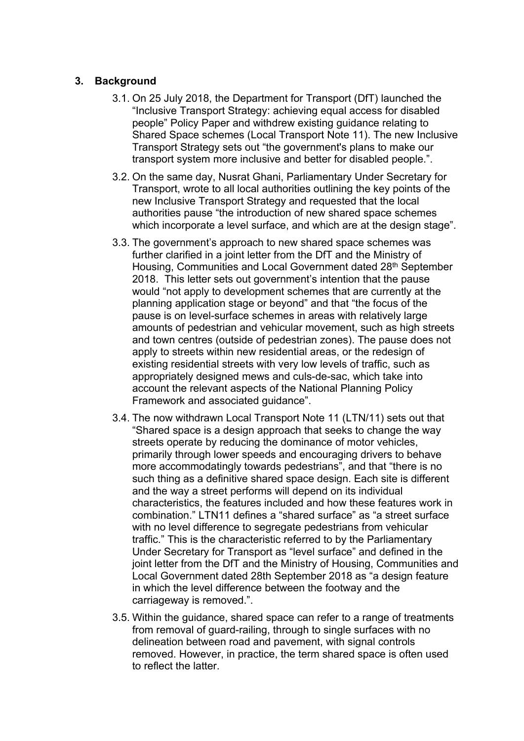## 3. Background

3.1. On 25 July 2018, the Department for Transport (DfT) launched the "Inclusive Transport Strategy: achieving equal access for disabled people" Policy Paper and withdrew existing guidance relating to Shared Space schemes (Local Transport Note 11). The new Inclusive Transport Strategy sets out "the government's plans to make our transport system more inclusive and better for disabled people.".

3.2. On the same day, Nusrat Ghani, Parliamentary Under Secretary for Transport, wrote to all local authorities outlining the key points of the new Inclusive Transport Strategy and requested that the local authorities pause "the introduction of new shared space schemes which incorporate a level surface, and which are at the design stage".

3.3. The government's approach to new shared space schemes was further clarified in a joint letter from the DfT and the Ministry of Housing, Communities and Local Government dated 28th September 2018. This letter sets out government's intention that the pause would "not apply to development schemes that are currently at the planning application stage or beyond" and that "the focus of the pause is on level-surface schemes in areas with relatively large amounts of pedestrian and vehicular movement, such as high streets and town centres (outside of pedestrian zones). The pause does not apply to streets within new residential areas, or the redesign of existing residential streets with very low levels of traffic, such as appropriately designed mews and culs-de-sac, which take into account the relevant aspects of the National Planning Policy Framework and associated guidance".

3.4. The now withdrawn Local Transport Note 11 (LTN/11) sets out that "Shared space is a design approach that seeks to change the way streets operate by reducing the dominance of motor vehicles, primarily through lower speeds and encouraging drivers to behave more accommodatingly towards pedestrians", and that "there is no such thing as a definitive shared space design. Each site is different and the way a street performs will depend on its individual characteristics, the features included and how these features work in combination." LTN11 defines a "shared surface" as "a street surface with no level difference to segregate pedestrians from vehicular traffic." This is the characteristic referred to by the Parliamentary Under Secretary for Transport as "level surface" and defined in the joint letter from the DfT and the Ministry of Housing, Communities and Local Government dated 28th September 2018 as "a design feature in which the level difference between the footway and the carriageway is removed.".

3.5. Within the guidance, shared space can refer to a range of treatments from removal of guard-railing, through to single surfaces with no delineation between road and pavement, with signal controls removed. However, in practice, the term shared space is often used to reflect the latter.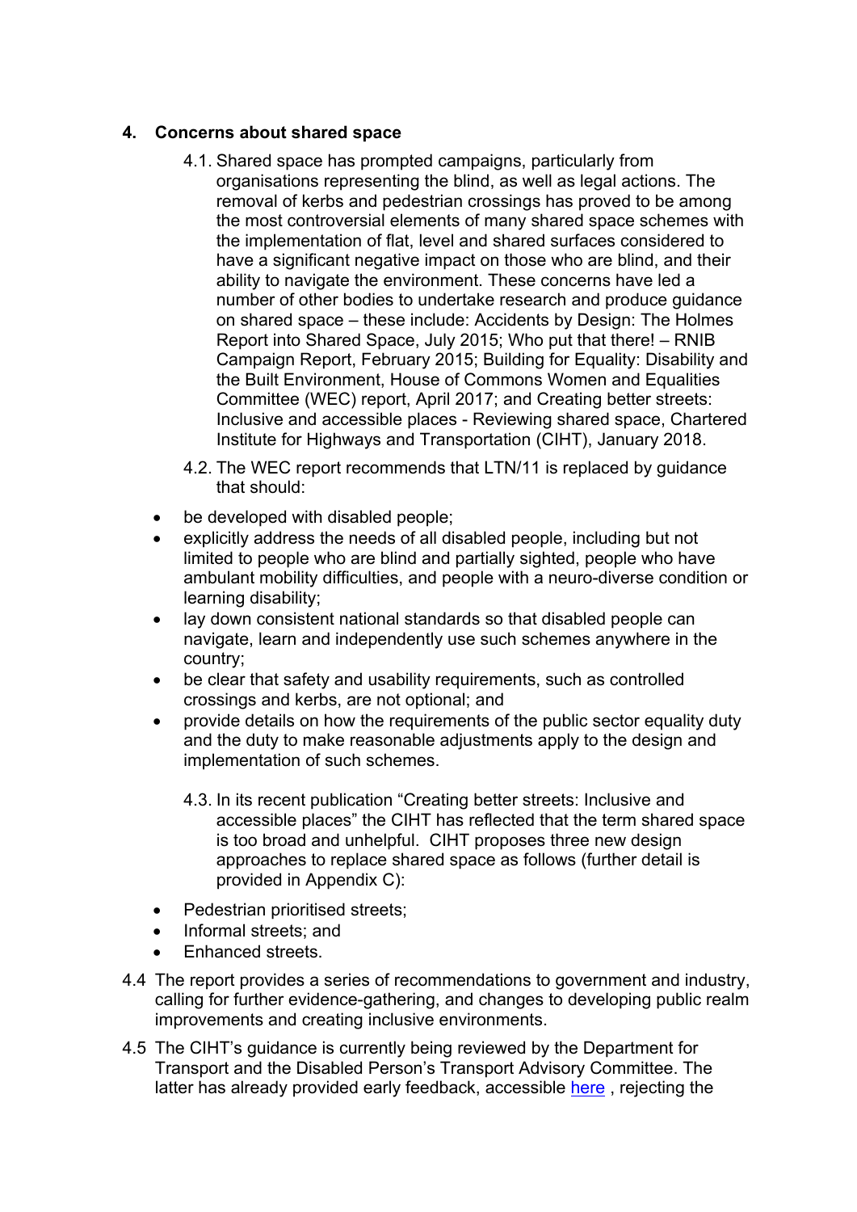## 4. Concerns about shared space

4.1. Shared space has prompted campaigns, particularly from organisations representing the blind, as well as legal actions. The removal of kerbs and pedestrian crossings has proved to be among the most controversial elements of many shared space schemes with the implementation of flat, level and shared surfaces considered to have a significant negative impact on those who are blind, and their ability to navigate the environment. These concerns have led a number of other bodies to undertake research and produce guidance on shared space – these include: Accidents by Design: The Holmes Report into Shared Space, July 2015; Who put that there! – RNIB Campaign Report, February 2015; Building for Equality: Disability and the Built Environment, House of Commons Women and Equalities Committee (WEC) report, April 2017; and Creating better streets: Inclusive and accessible places - Reviewing shared space, Chartered Institute for Highways and Transportation (CIHT), January 2018.

4.2. The WEC report recommends that LTN/11 is replaced by guidance that should:

- be developed with disabled people;
- explicitly address the needs of all disabled people, including but not limited to people who are blind and partially sighted, people who have ambulant mobility difficulties, and people with a neuro-diverse condition or learning disability;
- lay down consistent national standards so that disabled people can navigate, learn and independently use such schemes anywhere in the country;
- be clear that safety and usability requirements, such as controlled crossings and kerbs, are not optional; and
- provide details on how the requirements of the public sector equality duty and the duty to make reasonable adjustments apply to the design and implementation of such schemes.

4.3. In its recent publication "Creating better streets: Inclusive and accessible places" the CIHT has reflected that the term shared space is too broad and unhelpful. CIHT proposes three new design approaches to replace shared space as follows (further detail is provided in Appendix C):

- Pedestrian prioritised streets;
- Informal streets; and
- Enhanced streets.

4.4 The report provides a series of recommendations to government and industry, calling for further evidence-gathering, and changes to developing public realm improvements and creating inclusive environments.

4.5 The CIHT's guidance is currently being reviewed by the Department for Transport and the Disabled Person's Transport Advisory Committee. The latter has already provided early feedback, accessible [here](), rejecting the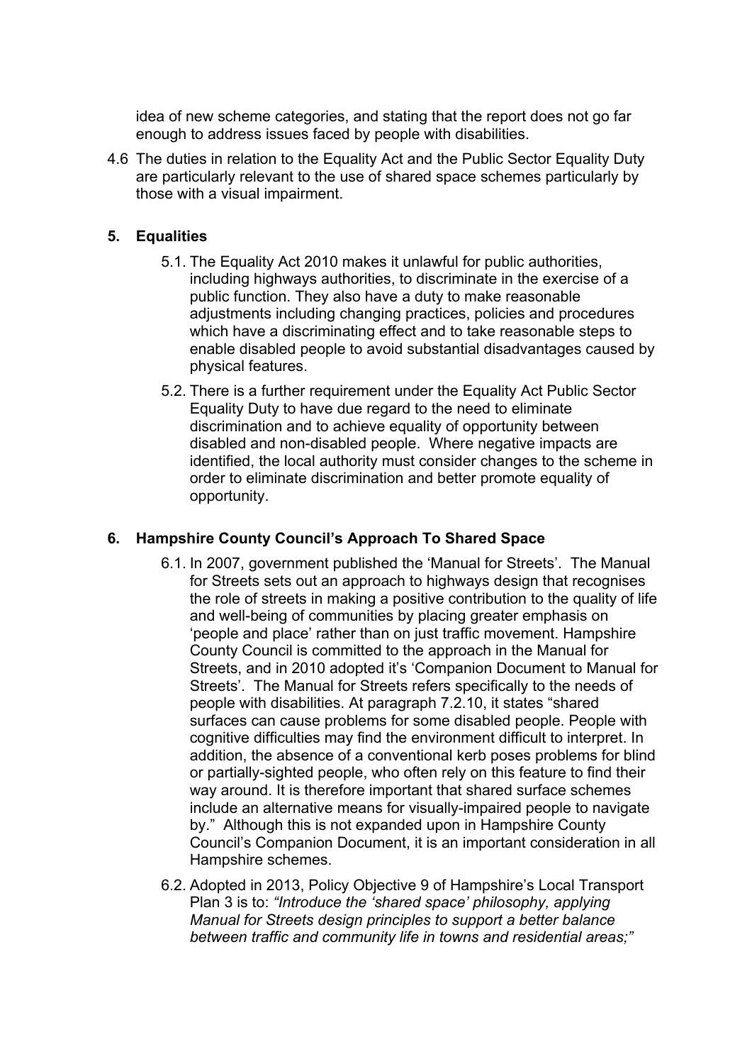idea of new scheme categories, and stating that the report does not go far enough to address issues faced by people with disabilities.

4.6 The duties in relation to the Equality Act and the Public Sector Equality Duty are particularly relevant to the use of shared space schemes particularly by those with a visual impairment.

## 5. Equalities

5.1. The Equality Act 2010 makes it unlawful for public authorities, including highways authorities, to discriminate in the exercise of a public function. They also have a duty to make reasonable adjustments including changing practices, policies and procedures which have a discriminating effect and to take reasonable steps to enable disabled people to avoid substantial disadvantages caused by physical features.

5.2. There is a further requirement under the Equality Act Public Sector Equality Duty to have due regard to the need to eliminate discrimination and to achieve equality of opportunity between disabled and non-disabled people. Where negative impacts are identified, the local authority must consider changes to the scheme in order to eliminate discrimination and better promote equality of opportunity.

## 6. Hampshire County Council's Approach To Shared Space

6.1. In 2007, government published the 'Manual for Streets'. The Manual for Streets sets out an approach to highways design that recognises the role of streets in making a positive contribution to the quality of life and well-being of communities by placing greater emphasis on 'people and place' rather than on just traffic movement. Hampshire County Council is committed to the approach in the Manual for Streets, and in 2010 adopted it's 'Companion Document to Manual for Streets'. The Manual for Streets refers specifically to the needs of people with disabilities. At paragraph 7.2.10, it states "shared surfaces can cause problems for some disabled people. People with cognitive difficulties may find the environment difficult to interpret. In addition, the absence of a conventional kerb poses problems for blind or partially-sighted people, who often rely on this feature to find their way around. It is therefore important that shared surface schemes include an alternative means for visually-impaired people to navigate by." Although this is not expanded upon in Hampshire County Council's Companion Document, it is an important consideration in all Hampshire schemes.

6.2. Adopted in 2013, Policy Objective 9 of Hampshire's Local Transport Plan 3 is to: *"Introduce the 'shared space' philosophy, applying Manual for Streets design principles to support a better balance between traffic and community life in towns and residential areas;"*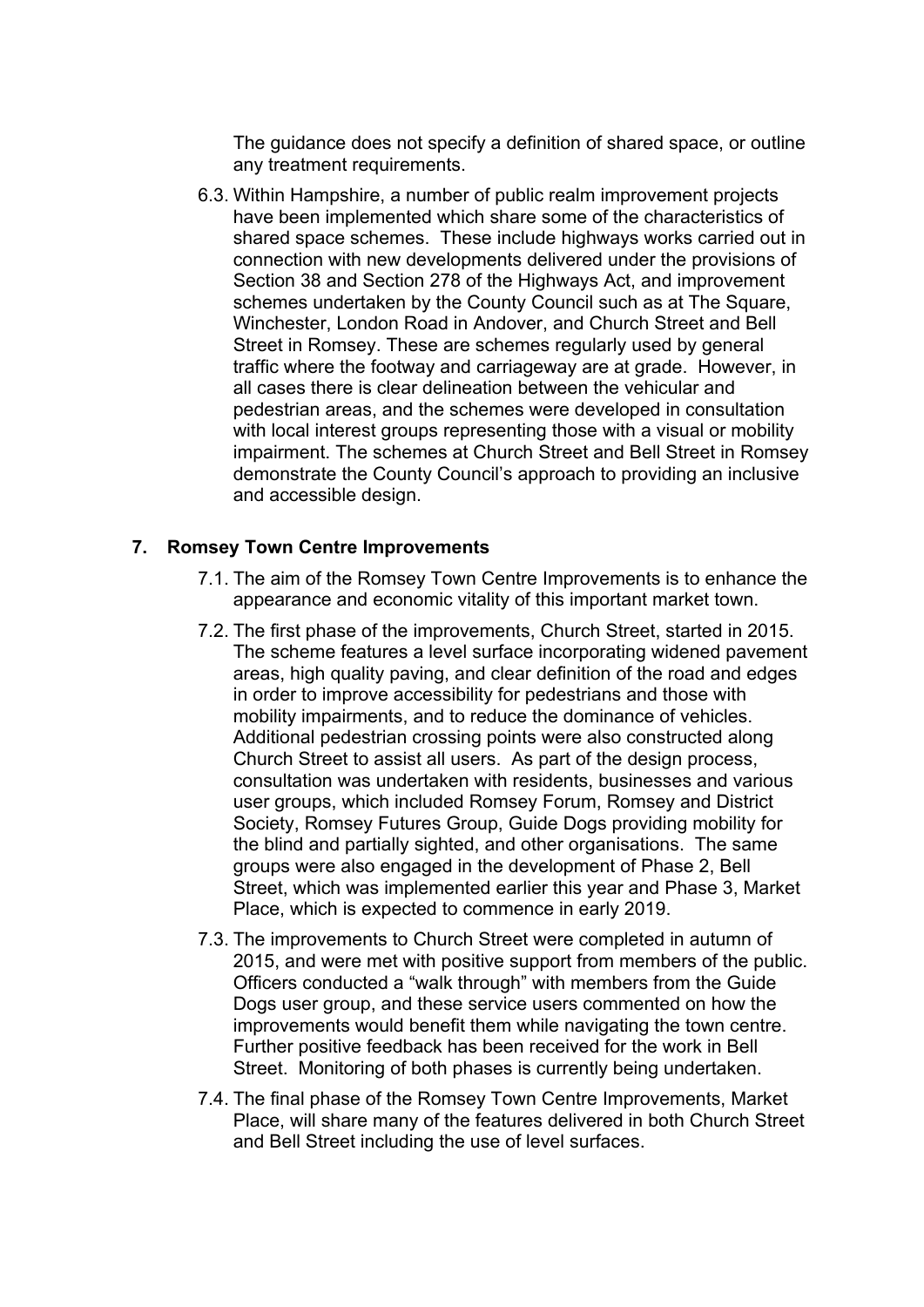The guidance does not specify a definition of shared space, or outline any treatment requirements.

6.3. Within Hampshire, a number of public realm improvement projects have been implemented which share some of the characteristics of shared space schemes. These include highways works carried out in connection with new developments delivered under the provisions of Section 38 and Section 278 of the Highways Act, and improvement schemes undertaken by the County Council such as at The Square, Winchester, London Road in Andover, and Church Street and Bell Street in Romsey. These are schemes regularly used by general traffic where the footway and carriageway are at grade. However, in all cases there is clear delineation between the vehicular and pedestrian areas, and the schemes were developed in consultation with local interest groups representing those with a visual or mobility impairment. The schemes at Church Street and Bell Street in Romsey demonstrate the County Council's approach to providing an inclusive and accessible design.

## 7. Romsey Town Centre Improvements

7.1. The aim of the Romsey Town Centre Improvements is to enhance the appearance and economic vitality of this important market town.

7.2. The first phase of the improvements, Church Street, started in 2015. The scheme features a level surface incorporating widened pavement areas, high quality paving, and clear definition of the road and edges in order to improve accessibility for pedestrians and those with mobility impairments, and to reduce the dominance of vehicles. Additional pedestrian crossing points were also constructed along Church Street to assist all users. As part of the design process, consultation was undertaken with residents, businesses and various user groups, which included Romsey Forum, Romsey and District Society, Romsey Futures Group, Guide Dogs providing mobility for the blind and partially sighted, and other organisations. The same groups were also engaged in the development of Phase 2, Bell Street, which was implemented earlier this year and Phase 3, Market Place, which is expected to commence in early 2019.

7.3. The improvements to Church Street were completed in autumn of 2015, and were met with positive support from members of the public. Officers conducted a "walk through" with members from the Guide Dogs user group, and these service users commented on how the improvements would benefit them while navigating the town centre. Further positive feedback has been received for the work in Bell Street. Monitoring of both phases is currently being undertaken.

7.4. The final phase of the Romsey Town Centre Improvements, Market Place, will share many of the features delivered in both Church Street and Bell Street including the use of level surfaces.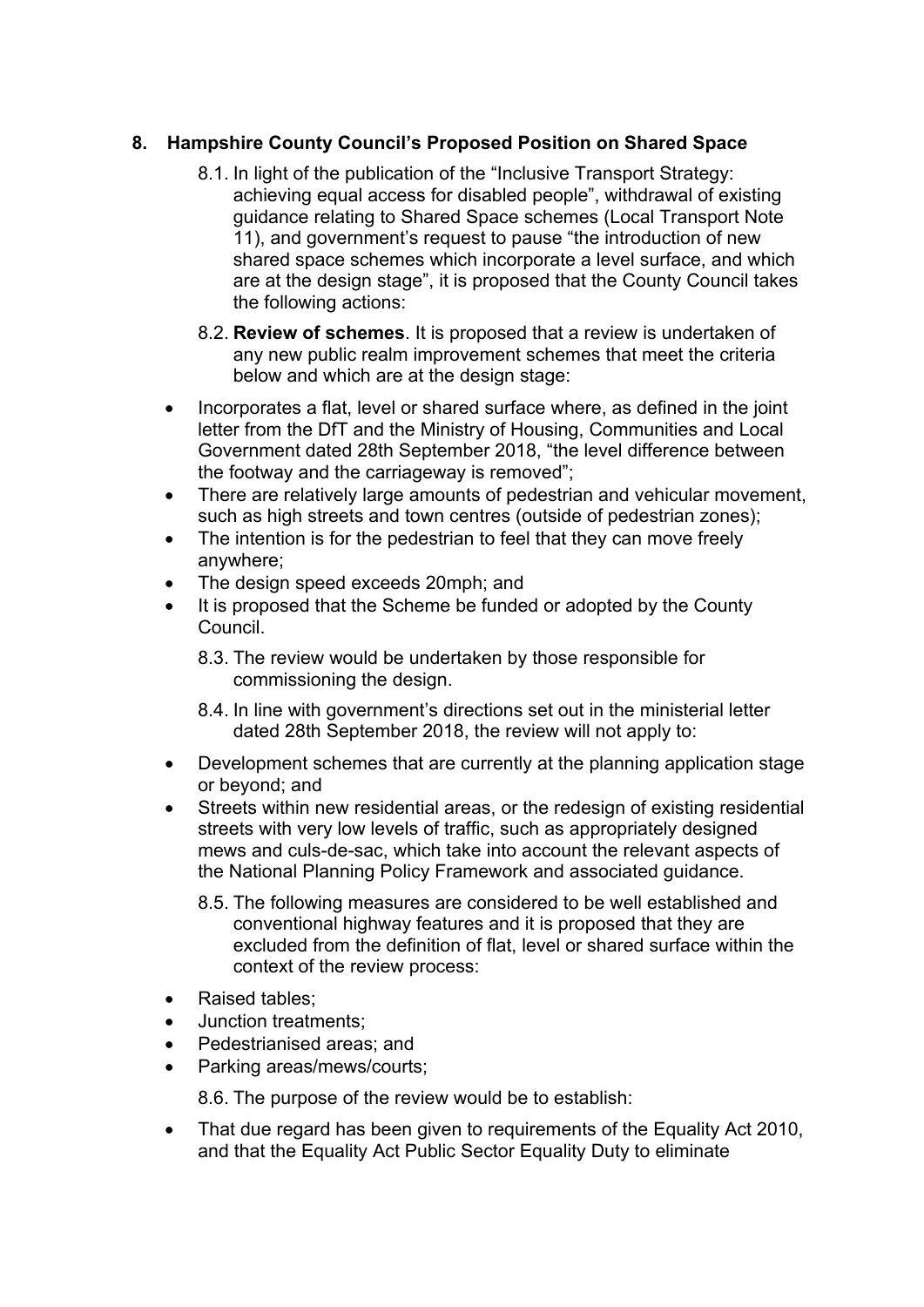## 8. Hampshire County Council's Proposed Position on Shared Space

8.1. In light of the publication of the "Inclusive Transport Strategy: achieving equal access for disabled people", withdrawal of existing guidance relating to Shared Space schemes (Local Transport Note 11), and government's request to pause "the introduction of new shared space schemes which incorporate a level surface, and which are at the design stage", it is proposed that the County Council takes the following actions:

8.2. **Review of schemes**. It is proposed that a review is undertaken of any new public realm improvement schemes that meet the criteria below and which are at the design stage:

- Incorporates a flat, level or shared surface where, as defined in the joint letter from the DfT and the Ministry of Housing, Communities and Local Government dated 28th September 2018, "the level difference between the footway and the carriageway is removed";
- There are relatively large amounts of pedestrian and vehicular movement, such as high streets and town centres (outside of pedestrian zones);
- The intention is for the pedestrian to feel that they can move freely anywhere;
- The design speed exceeds 20mph; and
- It is proposed that the Scheme be funded or adopted by the County Council.

8.3. The review would be undertaken by those responsible for commissioning the design.

8.4. In line with government's directions set out in the ministerial letter dated 28th September 2018, the review will not apply to:

- Development schemes that are currently at the planning application stage or beyond; and
- Streets within new residential areas, or the redesign of existing residential streets with very low levels of traffic, such as appropriately designed mews and culs-de-sac, which take into account the relevant aspects of the National Planning Policy Framework and associated guidance.

8.5. The following measures are considered to be well established and conventional highway features and it is proposed that they are excluded from the definition of flat, level or shared surface within the context of the review process:

- Raised tables;
- Junction treatments;
- Pedestrianised areas; and
- Parking areas/mews/courts;

8.6. The purpose of the review would be to establish:

- That due regard has been given to requirements of the Equality Act 2010, and that the Equality Act Public Sector Equality Duty to eliminate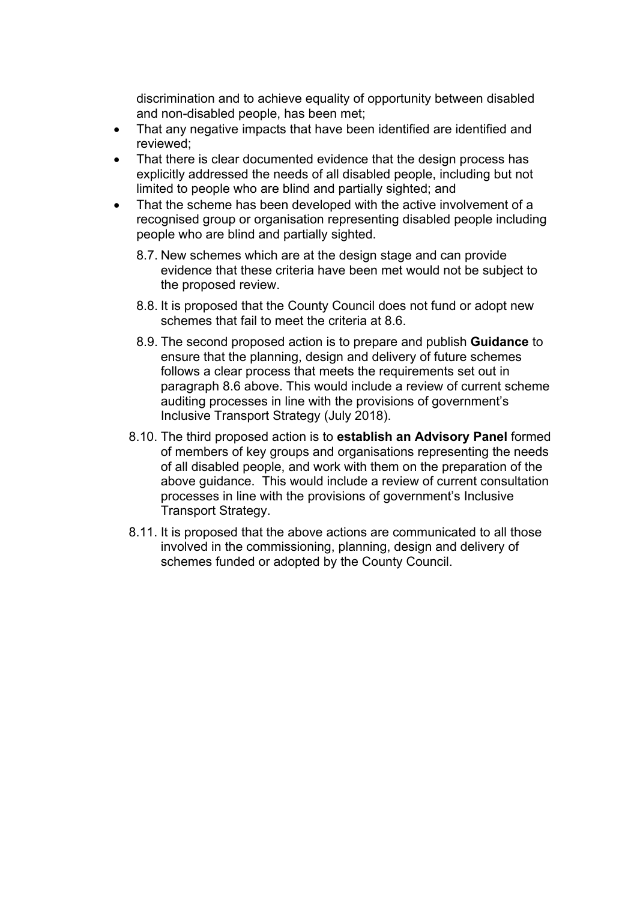discrimination and to achieve equality of opportunity between disabled and non-disabled people, has been met;

- That any negative impacts that have been identified are identified and reviewed;
- That there is clear documented evidence that the design process has explicitly addressed the needs of all disabled people, including but not limited to people who are blind and partially sighted; and
- That the scheme has been developed with the active involvement of a recognised group or organisation representing disabled people including people who are blind and partially sighted.

8.7. New schemes which are at the design stage and can provide evidence that these criteria have been met would not be subject to the proposed review.

8.8. It is proposed that the County Council does not fund or adopt new schemes that fail to meet the criteria at 8.6.

8.9. The second proposed action is to prepare and publish **Guidance** to ensure that the planning, design and delivery of future schemes follows a clear process that meets the requirements set out in paragraph 8.6 above. This would include a review of current scheme auditing processes in line with the provisions of government's Inclusive Transport Strategy (July 2018).

8.10. The third proposed action is to **establish an Advisory Panel** formed of members of key groups and organisations representing the needs of all disabled people, and work with them on the preparation of the above guidance. This would include a review of current consultation processes in line with the provisions of government's Inclusive Transport Strategy.

8.11. It is proposed that the above actions are communicated to all those involved in the commissioning, planning, design and delivery of schemes funded or adopted by the County Council.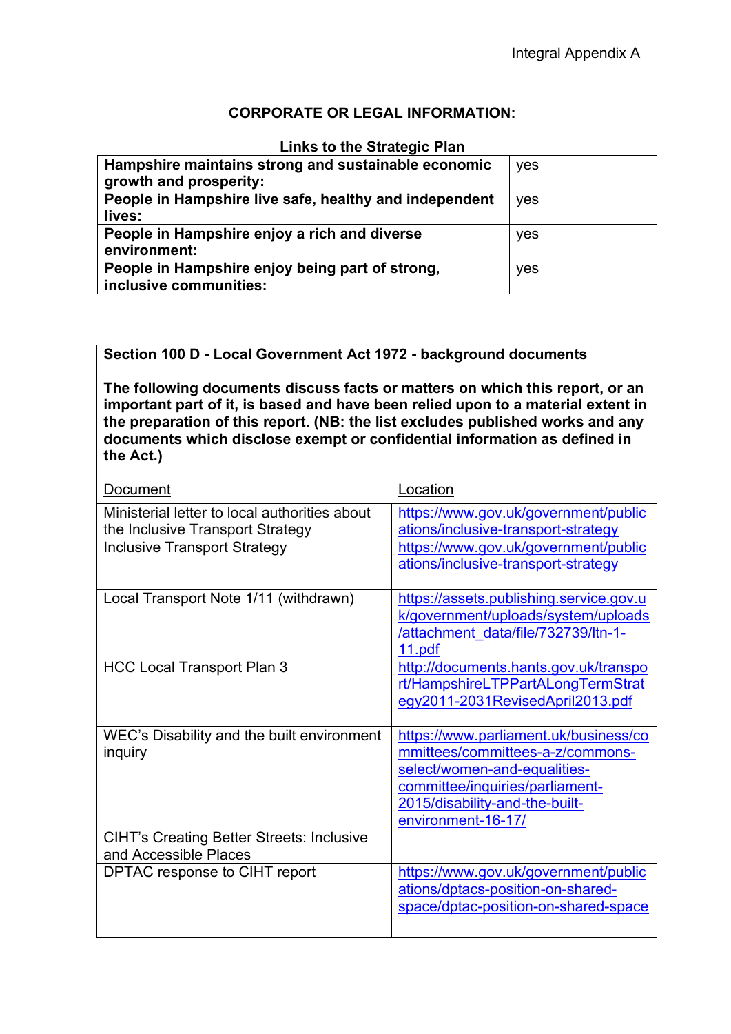Integral Appendix A

## CORPORATE OR LEGAL INFORMATION:

**Links to the Strategic Plan**

| | |
|---|---|
| **Hampshire maintains strong and sustainable economic growth and prosperity:** | yes |
| **People in Hampshire live safe, healthy and independent lives:** | yes |
| **People in Hampshire enjoy a rich and diverse environment:** | yes |
| **People in Hampshire enjoy being part of strong, inclusive communities:** | yes |

**Section 100 D - Local Government Act 1972 - background documents**

**The following documents discuss facts or matters on which this report, or an important part of it, is based and have been relied upon to a material extent in the preparation of this report. (NB: the list excludes published works and any documents which disclose exempt or confidential information as defined in the Act.)**

| Document | Location |
|---|---|
| Ministerial letter to local authorities about the Inclusive Transport Strategy | https://www.gov.uk/government/publications/inclusive-transport-strategy |
| Inclusive Transport Strategy | https://www.gov.uk/government/publications/inclusive-transport-strategy |
| Local Transport Note 1/11 (withdrawn) | https://assets.publishing.service.gov.uk/government/uploads/system/uploads/attachment_data/file/732739/ltn-1-11.pdf |
| HCC Local Transport Plan 3 | http://documents.hants.gov.uk/transport/HampshireLTPPartALongTermStrategy2011-2031RevisedApril2013.pdf |
| WEC's Disability and the built environment inquiry | https://www.parliament.uk/business/committees/committees-a-z/commons-select/women-and-equalities-committee/inquiries/parliament-2015/disability-and-the-built-environment-16-17/ |
| CIHT's Creating Better Streets: Inclusive and Accessible Places | |
| DPTAC response to CIHT report | https://www.gov.uk/government/publications/dptacs-position-on-shared-space/dptac-position-on-shared-space |
| | |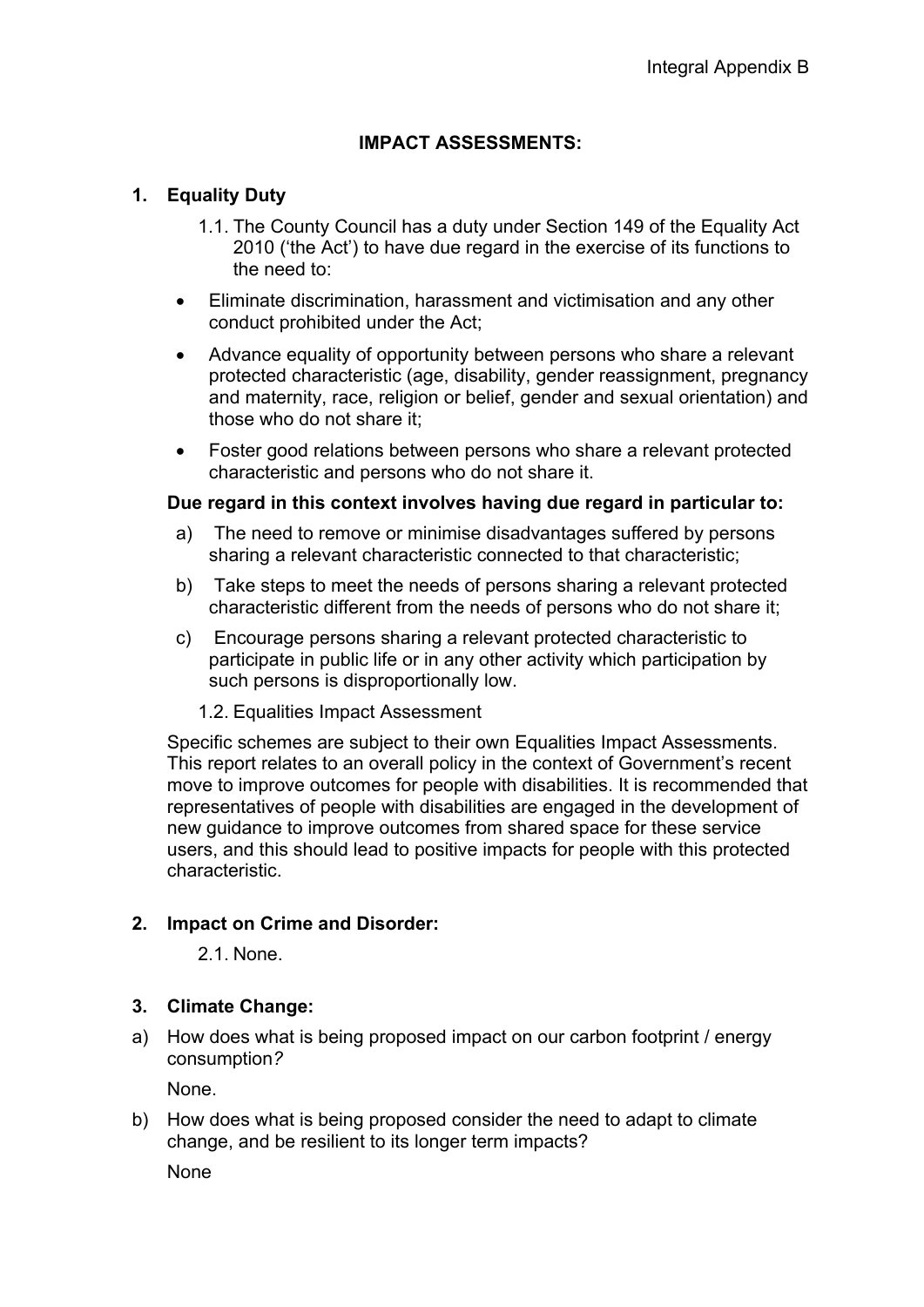Integral Appendix B

**IMPACT ASSESSMENTS:**

## 1. Equality Duty

1.1. The County Council has a duty under Section 149 of the Equality Act 2010 ('the Act') to have due regard in the exercise of its functions to the need to:

- Eliminate discrimination, harassment and victimisation and any other conduct prohibited under the Act;
- Advance equality of opportunity between persons who share a relevant protected characteristic (age, disability, gender reassignment, pregnancy and maternity, race, religion or belief, gender and sexual orientation) and those who do not share it;
- Foster good relations between persons who share a relevant protected characteristic and persons who do not share it.

**Due regard in this context involves having due regard in particular to:**

a) The need to remove or minimise disadvantages suffered by persons sharing a relevant characteristic connected to that characteristic;

b) Take steps to meet the needs of persons sharing a relevant protected characteristic different from the needs of persons who do not share it;

c) Encourage persons sharing a relevant protected characteristic to participate in public life or in any other activity which participation by such persons is disproportionally low.

1.2. Equalities Impact Assessment

Specific schemes are subject to their own Equalities Impact Assessments. This report relates to an overall policy in the context of Government's recent move to improve outcomes for people with disabilities. It is recommended that representatives of people with disabilities are engaged in the development of new guidance to improve outcomes from shared space for these service users, and this should lead to positive impacts for people with this protected characteristic.

## 2. Impact on Crime and Disorder:

2.1. None.

## 3. Climate Change:

a) How does what is being proposed impact on our carbon footprint / energy consumption?

None.

b) How does what is being proposed consider the need to adapt to climate change, and be resilient to its longer term impacts?

None